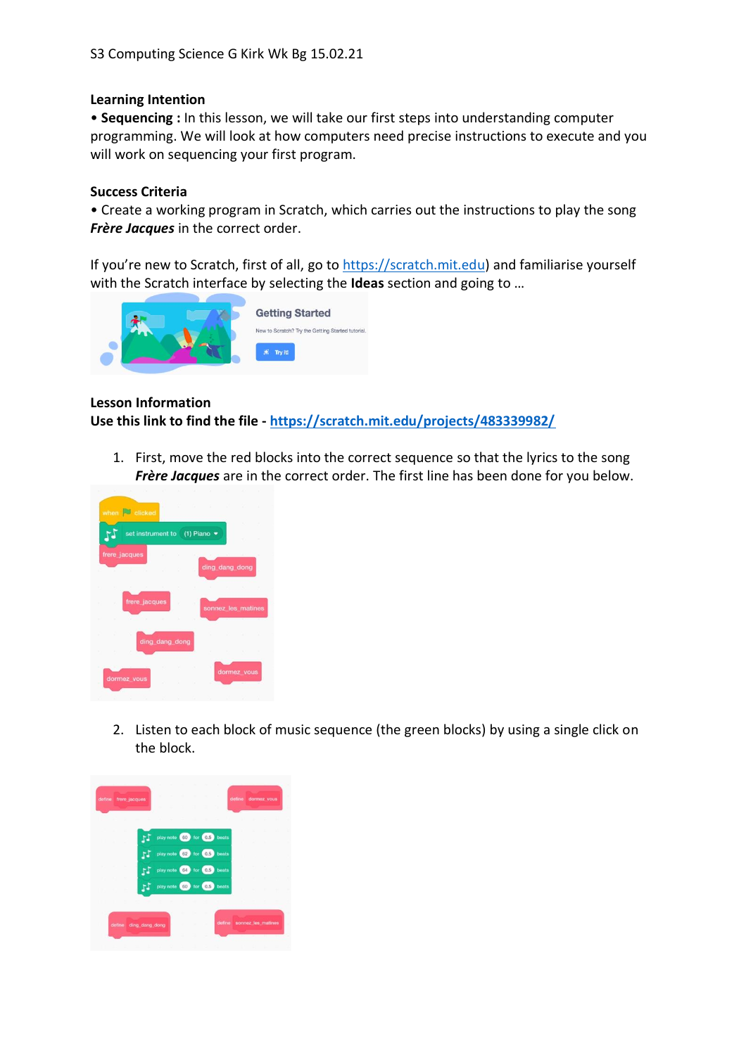S3 Computing Science G Kirk Wk Bg 15.02.21

**Learning Intention**

• **Sequencing :** In this lesson, we will take our first steps into understanding computer programming. We will look at how computers need precise instructions to execute and you will work on sequencing your first program.

**Success Criteria**

• Create a working program in Scratch, which carries out the instructions to play the song ***Frère Jacques*** in the correct order.

If you're new to Scratch, first of all, go to https://scratch.mit.edu) and familiarise yourself with the Scratch interface by selecting the **Ideas** section and going to …

**Lesson Information**

**Use this link to find the file - https://scratch.mit.edu/projects/483339982/**

1. First, move the red blocks into the correct sequence so that the lyrics to the song ***Frère Jacques*** are in the correct order. The first line has been done for you below.

2. Listen to each block of music sequence (the green blocks) by using a single click on the block.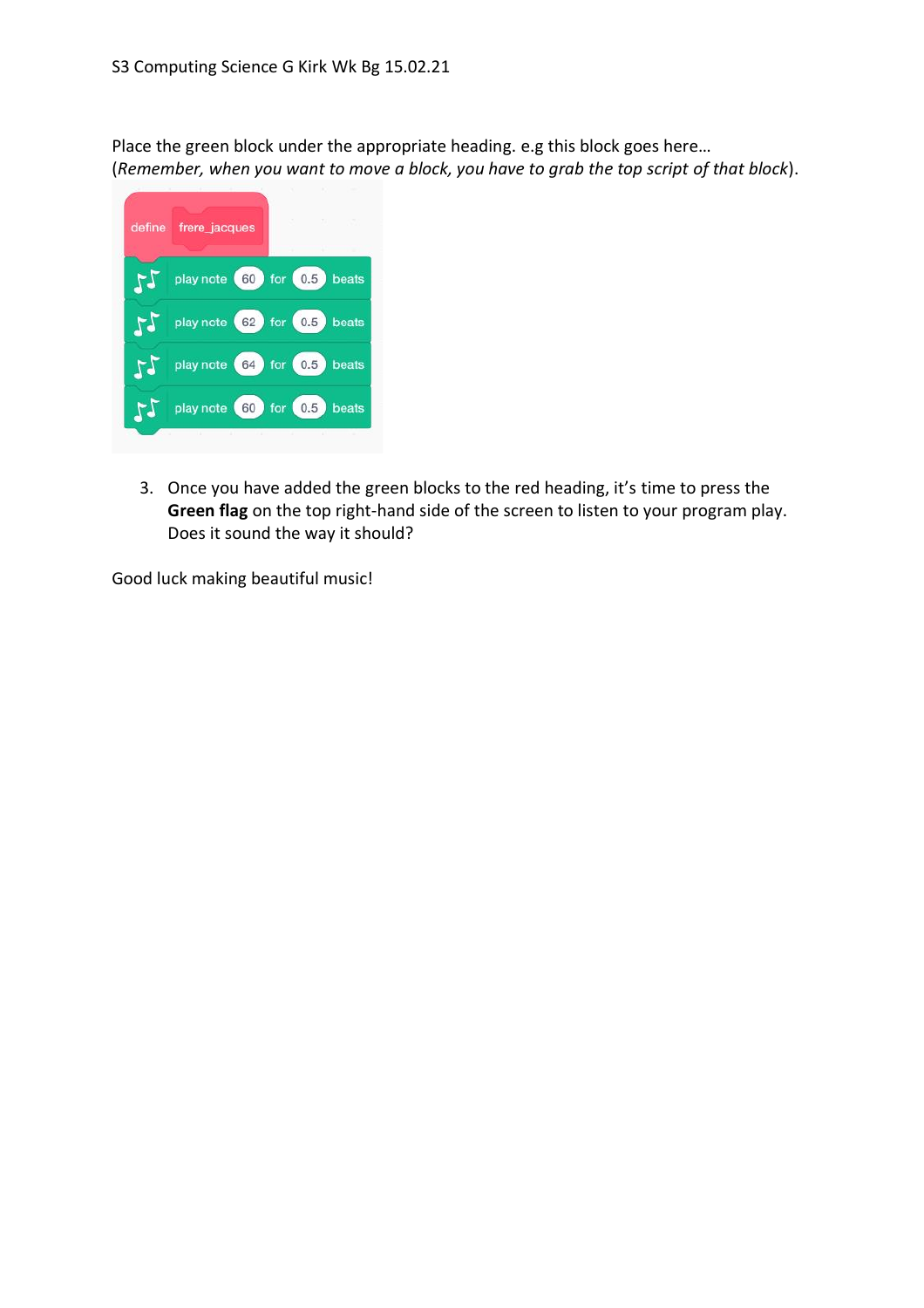Place the green block under the appropriate heading. e.g this block goes here…
(*Remember, when you want to move a block, you have to grab the top script of that block*).

```
define frere_jacques
play note 60 for 0.5 beats
play note 62 for 0.5 beats
play note 64 for 0.5 beats
play note 60 for 0.5 beats
```

3. Once you have added the green blocks to the red heading, it's time to press the **Green flag** on the top right-hand side of the screen to listen to your program play. Does it sound the way it should?

Good luck making beautiful music!